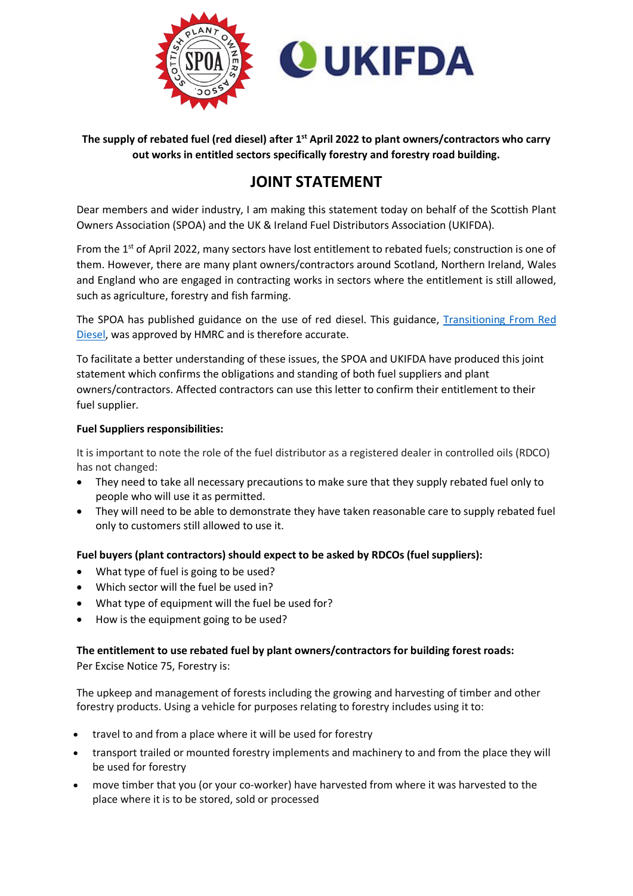**The supply of rebated fuel (red diesel) after 1st April 2022 to plant owners/contractors who carry out works in entitled sectors specifically forestry and forestry road building.**

# JOINT STATEMENT

Dear members and wider industry, I am making this statement today on behalf of the Scottish Plant Owners Association (SPOA) and the UK & Ireland Fuel Distributors Association (UKIFDA).

From the 1st of April 2022, many sectors have lost entitlement to rebated fuels; construction is one of them. However, there are many plant owners/contractors around Scotland, Northern Ireland, Wales and England who are engaged in contracting works in sectors where the entitlement is still allowed, such as agriculture, forestry and fish farming.

The SPOA has published guidance on the use of red diesel. This guidance, Transitioning From Red Diesel, was approved by HMRC and is therefore accurate.

To facilitate a better understanding of these issues, the SPOA and UKIFDA have produced this joint statement which confirms the obligations and standing of both fuel suppliers and plant owners/contractors. Affected contractors can use this letter to confirm their entitlement to their fuel supplier.

**Fuel Suppliers responsibilities:**

It is important to note the role of the fuel distributor as a registered dealer in controlled oils (RDCO) has not changed:

- They need to take all necessary precautions to make sure that they supply rebated fuel only to people who will use it as permitted.
- They will need to be able to demonstrate they have taken reasonable care to supply rebated fuel only to customers still allowed to use it.

**Fuel buyers (plant contractors) should expect to be asked by RDCOs (fuel suppliers):**

- What type of fuel is going to be used?
- Which sector will the fuel be used in?
- What type of equipment will the fuel be used for?
- How is the equipment going to be used?

**The entitlement to use rebated fuel by plant owners/contractors for building forest roads:**
Per Excise Notice 75, Forestry is:

The upkeep and management of forests including the growing and harvesting of timber and other forestry products. Using a vehicle for purposes relating to forestry includes using it to:

- travel to and from a place where it will be used for forestry
- transport trailed or mounted forestry implements and machinery to and from the place they will be used for forestry
- move timber that you (or your co-worker) have harvested from where it was harvested to the place where it is to be stored, sold or processed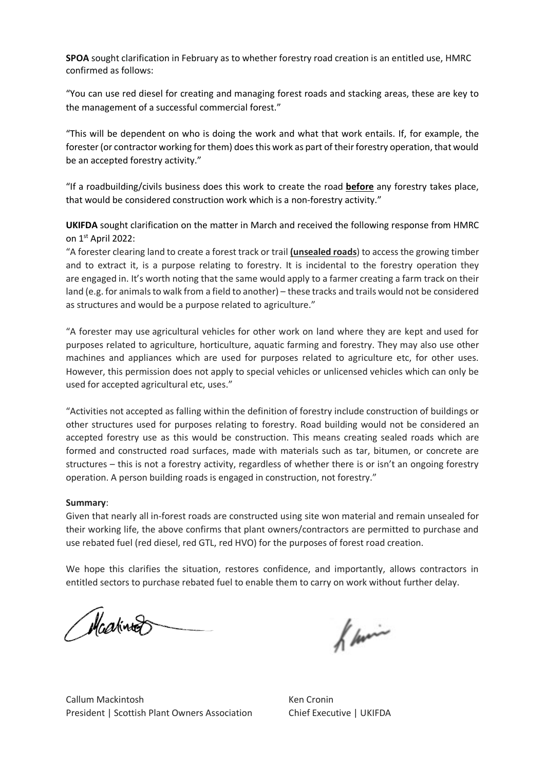**SPOA** sought clarification in February as to whether forestry road creation is an entitled use, HMRC confirmed as follows:

"You can use red diesel for creating and managing forest roads and stacking areas, these are key to the management of a successful commercial forest."

"This will be dependent on who is doing the work and what that work entails. If, for example, the forester (or contractor working for them) does this work as part of their forestry operation, that would be an accepted forestry activity."

"If a roadbuilding/civils business does this work to create the road **before** any forestry takes place, that would be considered construction work which is a non-forestry activity."

**UKIFDA** sought clarification on the matter in March and received the following response from HMRC on 1st April 2022:

"A forester clearing land to create a forest track or trail **(unsealed roads**) to access the growing timber and to extract it, is a purpose relating to forestry. It is incidental to the forestry operation they are engaged in. It's worth noting that the same would apply to a farmer creating a farm track on their land (e.g. for animals to walk from a field to another) – these tracks and trails would not be considered as structures and would be a purpose related to agriculture."

"A forester may use agricultural vehicles for other work on land where they are kept and used for purposes related to agriculture, horticulture, aquatic farming and forestry. They may also use other machines and appliances which are used for purposes related to agriculture etc, for other uses. However, this permission does not apply to special vehicles or unlicensed vehicles which can only be used for accepted agricultural etc, uses."

"Activities not accepted as falling within the definition of forestry include construction of buildings or other structures used for purposes relating to forestry. Road building would not be considered an accepted forestry use as this would be construction. This means creating sealed roads which are formed and constructed road surfaces, made with materials such as tar, bitumen, or concrete are structures – this is not a forestry activity, regardless of whether there is or isn't an ongoing forestry operation. A person building roads is engaged in construction, not forestry."

**Summary**:

Given that nearly all in-forest roads are constructed using site won material and remain unsealed for their working life, the above confirms that plant owners/contractors are permitted to purchase and use rebated fuel (red diesel, red GTL, red HVO) for the purposes of forest road creation.

We hope this clarifies the situation, restores confidence, and importantly, allows contractors in entitled sectors to purchase rebated fuel to enable them to carry on work without further delay.

Callum Mackintosh
President | Scottish Plant Owners Association

Ken Cronin
Chief Executive | UKIFDA